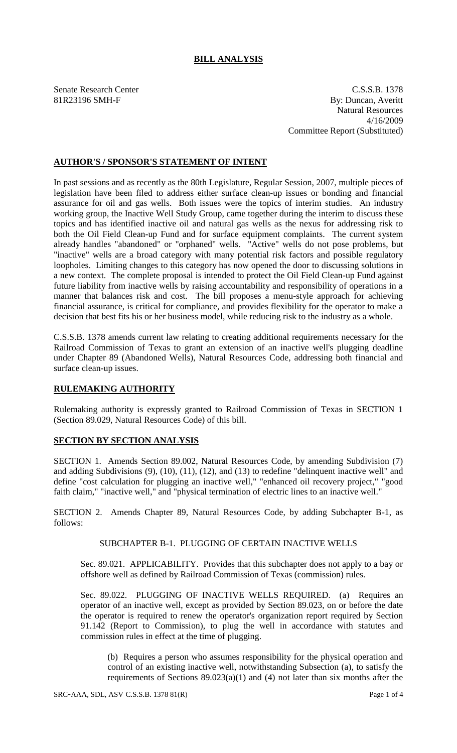# BILL ANALYSIS

Senate Research Center
81R23196 SMH-F

C.S.S.B. 1378
By: Duncan, Averitt
Natural Resources
4/16/2009
Committee Report (Substituted)

## AUTHOR'S / SPONSOR'S STATEMENT OF INTENT

In past sessions and as recently as the 80th Legislature, Regular Session, 2007, multiple pieces of legislation have been filed to address either surface clean-up issues or bonding and financial assurance for oil and gas wells. Both issues were the topics of interim studies. An industry working group, the Inactive Well Study Group, came together during the interim to discuss these topics and has identified inactive oil and natural gas wells as the nexus for addressing risk to both the Oil Field Clean-up Fund and for surface equipment complaints. The current system already handles "abandoned" or "orphaned" wells. "Active" wells do not pose problems, but "inactive" wells are a broad category with many potential risk factors and possible regulatory loopholes. Limiting changes to this category has now opened the door to discussing solutions in a new context. The complete proposal is intended to protect the Oil Field Clean-up Fund against future liability from inactive wells by raising accountability and responsibility of operations in a manner that balances risk and cost. The bill proposes a menu-style approach for achieving financial assurance, is critical for compliance, and provides flexibility for the operator to make a decision that best fits his or her business model, while reducing risk to the industry as a whole.

C.S.S.B. 1378 amends current law relating to creating additional requirements necessary for the Railroad Commission of Texas to grant an extension of an inactive well's plugging deadline under Chapter 89 (Abandoned Wells), Natural Resources Code, addressing both financial and surface clean-up issues.

## RULEMAKING AUTHORITY

Rulemaking authority is expressly granted to Railroad Commission of Texas in SECTION 1 (Section 89.029, Natural Resources Code) of this bill.

## SECTION BY SECTION ANALYSIS

SECTION 1. Amends Section 89.002, Natural Resources Code, by amending Subdivision (7) and adding Subdivisions (9), (10), (11), (12), and (13) to redefine "delinquent inactive well" and define "cost calculation for plugging an inactive well," "enhanced oil recovery project," "good faith claim," "inactive well," and "physical termination of electric lines to an inactive well."

SECTION 2. Amends Chapter 89, Natural Resources Code, by adding Subchapter B-1, as follows:

SUBCHAPTER B-1. PLUGGING OF CERTAIN INACTIVE WELLS

Sec. 89.021. APPLICABILITY. Provides that this subchapter does not apply to a bay or offshore well as defined by Railroad Commission of Texas (commission) rules.

Sec. 89.022. PLUGGING OF INACTIVE WELLS REQUIRED. (a) Requires an operator of an inactive well, except as provided by Section 89.023, on or before the date the operator is required to renew the operator's organization report required by Section 91.142 (Report to Commission), to plug the well in accordance with statutes and commission rules in effect at the time of plugging.

(b) Requires a person who assumes responsibility for the physical operation and control of an existing inactive well, notwithstanding Subsection (a), to satisfy the requirements of Sections 89.023(a)(1) and (4) not later than six months after the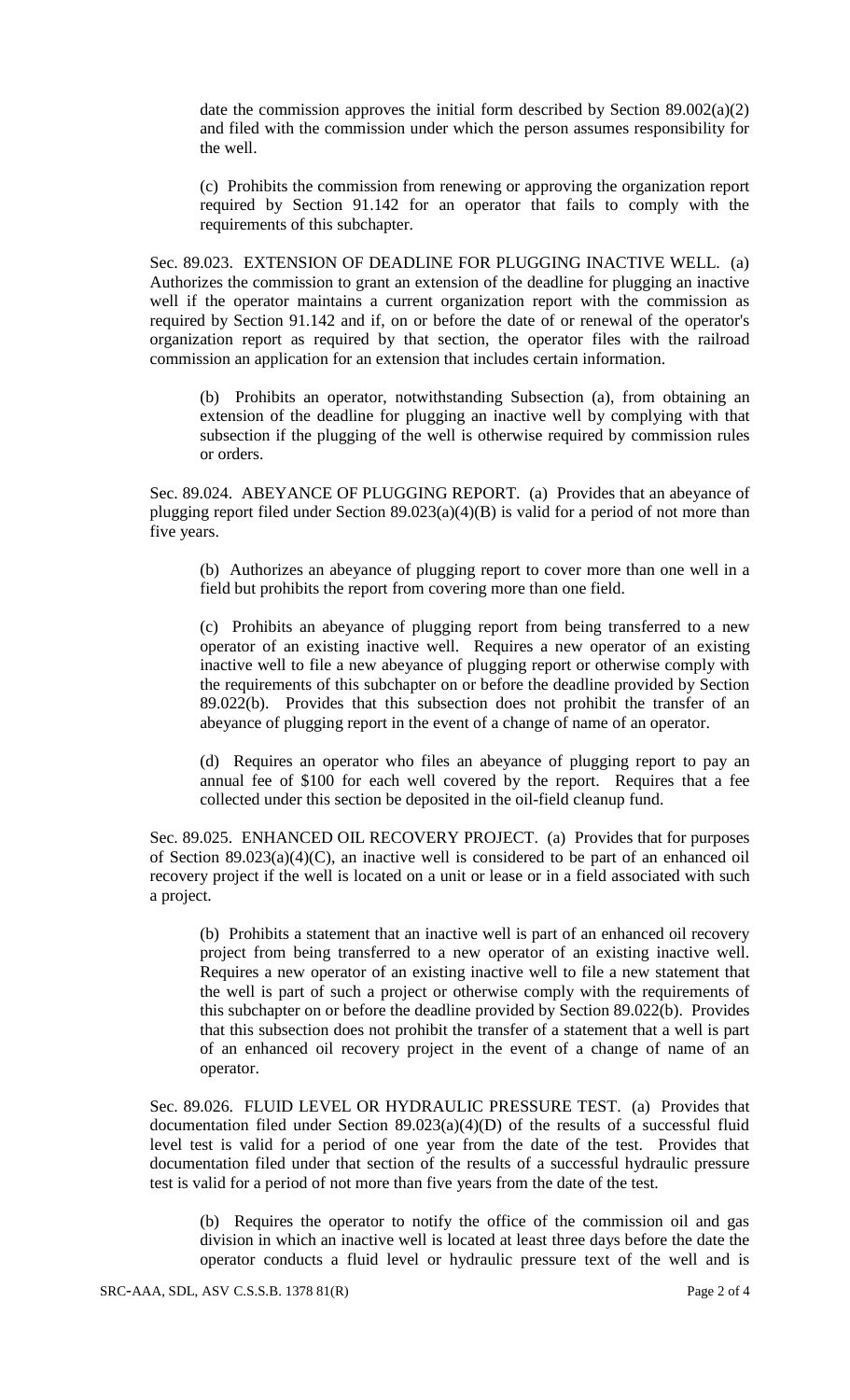date the commission approves the initial form described by Section 89.002(a)(2) and filed with the commission under which the person assumes responsibility for the well.

(c) Prohibits the commission from renewing or approving the organization report required by Section 91.142 for an operator that fails to comply with the requirements of this subchapter.

Sec. 89.023. EXTENSION OF DEADLINE FOR PLUGGING INACTIVE WELL. (a) Authorizes the commission to grant an extension of the deadline for plugging an inactive well if the operator maintains a current organization report with the commission as required by Section 91.142 and if, on or before the date of or renewal of the operator's organization report as required by that section, the operator files with the railroad commission an application for an extension that includes certain information.

(b) Prohibits an operator, notwithstanding Subsection (a), from obtaining an extension of the deadline for plugging an inactive well by complying with that subsection if the plugging of the well is otherwise required by commission rules or orders.

Sec. 89.024. ABEYANCE OF PLUGGING REPORT. (a) Provides that an abeyance of plugging report filed under Section 89.023(a)(4)(B) is valid for a period of not more than five years.

(b) Authorizes an abeyance of plugging report to cover more than one well in a field but prohibits the report from covering more than one field.

(c) Prohibits an abeyance of plugging report from being transferred to a new operator of an existing inactive well. Requires a new operator of an existing inactive well to file a new abeyance of plugging report or otherwise comply with the requirements of this subchapter on or before the deadline provided by Section 89.022(b). Provides that this subsection does not prohibit the transfer of an abeyance of plugging report in the event of a change of name of an operator.

(d) Requires an operator who files an abeyance of plugging report to pay an annual fee of $100 for each well covered by the report. Requires that a fee collected under this section be deposited in the oil-field cleanup fund.

Sec. 89.025. ENHANCED OIL RECOVERY PROJECT. (a) Provides that for purposes of Section 89.023(a)(4)(C), an inactive well is considered to be part of an enhanced oil recovery project if the well is located on a unit or lease or in a field associated with such a project.

(b) Prohibits a statement that an inactive well is part of an enhanced oil recovery project from being transferred to a new operator of an existing inactive well. Requires a new operator of an existing inactive well to file a new statement that the well is part of such a project or otherwise comply with the requirements of this subchapter on or before the deadline provided by Section 89.022(b). Provides that this subsection does not prohibit the transfer of a statement that a well is part of an enhanced oil recovery project in the event of a change of name of an operator.

Sec. 89.026. FLUID LEVEL OR HYDRAULIC PRESSURE TEST. (a) Provides that documentation filed under Section 89.023(a)(4)(D) of the results of a successful fluid level test is valid for a period of one year from the date of the test. Provides that documentation filed under that section of the results of a successful hydraulic pressure test is valid for a period of not more than five years from the date of the test.

(b) Requires the operator to notify the office of the commission oil and gas division in which an inactive well is located at least three days before the date the operator conducts a fluid level or hydraulic pressure text of the well and is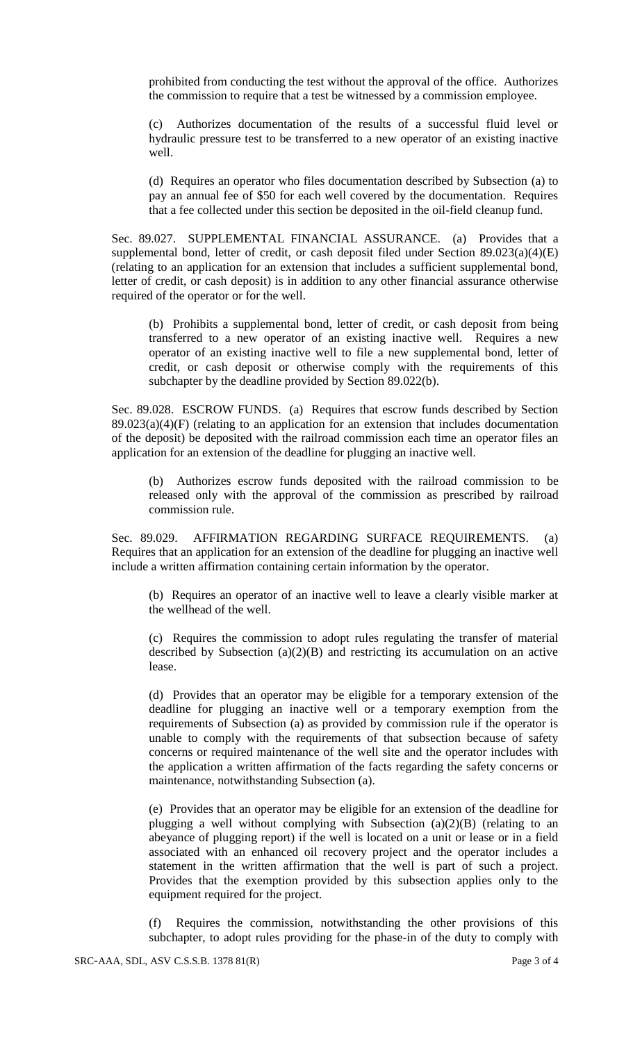prohibited from conducting the test without the approval of the office. Authorizes the commission to require that a test be witnessed by a commission employee.

(c) Authorizes documentation of the results of a successful fluid level or hydraulic pressure test to be transferred to a new operator of an existing inactive well.

(d) Requires an operator who files documentation described by Subsection (a) to pay an annual fee of $50 for each well covered by the documentation. Requires that a fee collected under this section be deposited in the oil-field cleanup fund.

Sec. 89.027. SUPPLEMENTAL FINANCIAL ASSURANCE. (a) Provides that a supplemental bond, letter of credit, or cash deposit filed under Section 89.023(a)(4)(E) (relating to an application for an extension that includes a sufficient supplemental bond, letter of credit, or cash deposit) is in addition to any other financial assurance otherwise required of the operator or for the well.

(b) Prohibits a supplemental bond, letter of credit, or cash deposit from being transferred to a new operator of an existing inactive well. Requires a new operator of an existing inactive well to file a new supplemental bond, letter of credit, or cash deposit or otherwise comply with the requirements of this subchapter by the deadline provided by Section 89.022(b).

Sec. 89.028. ESCROW FUNDS. (a) Requires that escrow funds described by Section 89.023(a)(4)(F) (relating to an application for an extension that includes documentation of the deposit) be deposited with the railroad commission each time an operator files an application for an extension of the deadline for plugging an inactive well.

(b) Authorizes escrow funds deposited with the railroad commission to be released only with the approval of the commission as prescribed by railroad commission rule.

Sec. 89.029. AFFIRMATION REGARDING SURFACE REQUIREMENTS. (a) Requires that an application for an extension of the deadline for plugging an inactive well include a written affirmation containing certain information by the operator.

(b) Requires an operator of an inactive well to leave a clearly visible marker at the wellhead of the well.

(c) Requires the commission to adopt rules regulating the transfer of material described by Subsection (a)(2)(B) and restricting its accumulation on an active lease.

(d) Provides that an operator may be eligible for a temporary extension of the deadline for plugging an inactive well or a temporary exemption from the requirements of Subsection (a) as provided by commission rule if the operator is unable to comply with the requirements of that subsection because of safety concerns or required maintenance of the well site and the operator includes with the application a written affirmation of the facts regarding the safety concerns or maintenance, notwithstanding Subsection (a).

(e) Provides that an operator may be eligible for an extension of the deadline for plugging a well without complying with Subsection (a)(2)(B) (relating to an abeyance of plugging report) if the well is located on a unit or lease or in a field associated with an enhanced oil recovery project and the operator includes a statement in the written affirmation that the well is part of such a project. Provides that the exemption provided by this subsection applies only to the equipment required for the project.

(f) Requires the commission, notwithstanding the other provisions of this subchapter, to adopt rules providing for the phase-in of the duty to comply with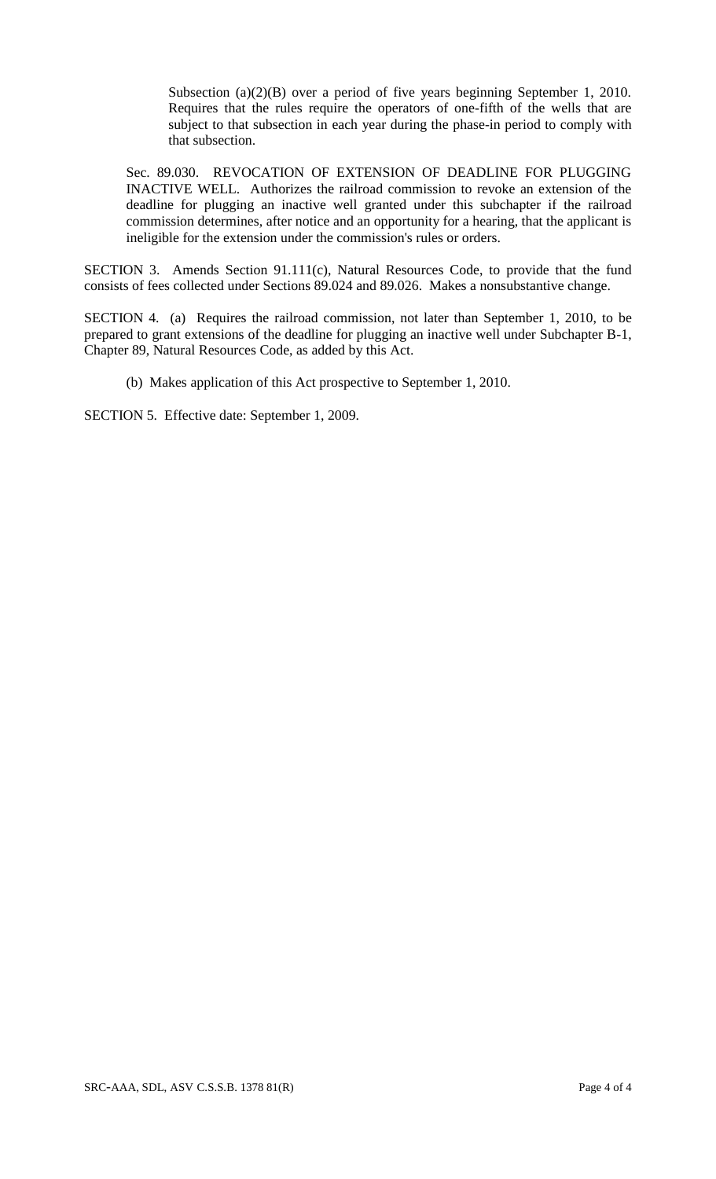Subsection (a)(2)(B) over a period of five years beginning September 1, 2010. Requires that the rules require the operators of one-fifth of the wells that are subject to that subsection in each year during the phase-in period to comply with that subsection.

Sec. 89.030. REVOCATION OF EXTENSION OF DEADLINE FOR PLUGGING INACTIVE WELL. Authorizes the railroad commission to revoke an extension of the deadline for plugging an inactive well granted under this subchapter if the railroad commission determines, after notice and an opportunity for a hearing, that the applicant is ineligible for the extension under the commission's rules or orders.

SECTION 3. Amends Section 91.111(c), Natural Resources Code, to provide that the fund consists of fees collected under Sections 89.024 and 89.026. Makes a nonsubstantive change.

SECTION 4. (a) Requires the railroad commission, not later than September 1, 2010, to be prepared to grant extensions of the deadline for plugging an inactive well under Subchapter B-1, Chapter 89, Natural Resources Code, as added by this Act.

(b) Makes application of this Act prospective to September 1, 2010.

SECTION 5. Effective date: September 1, 2009.